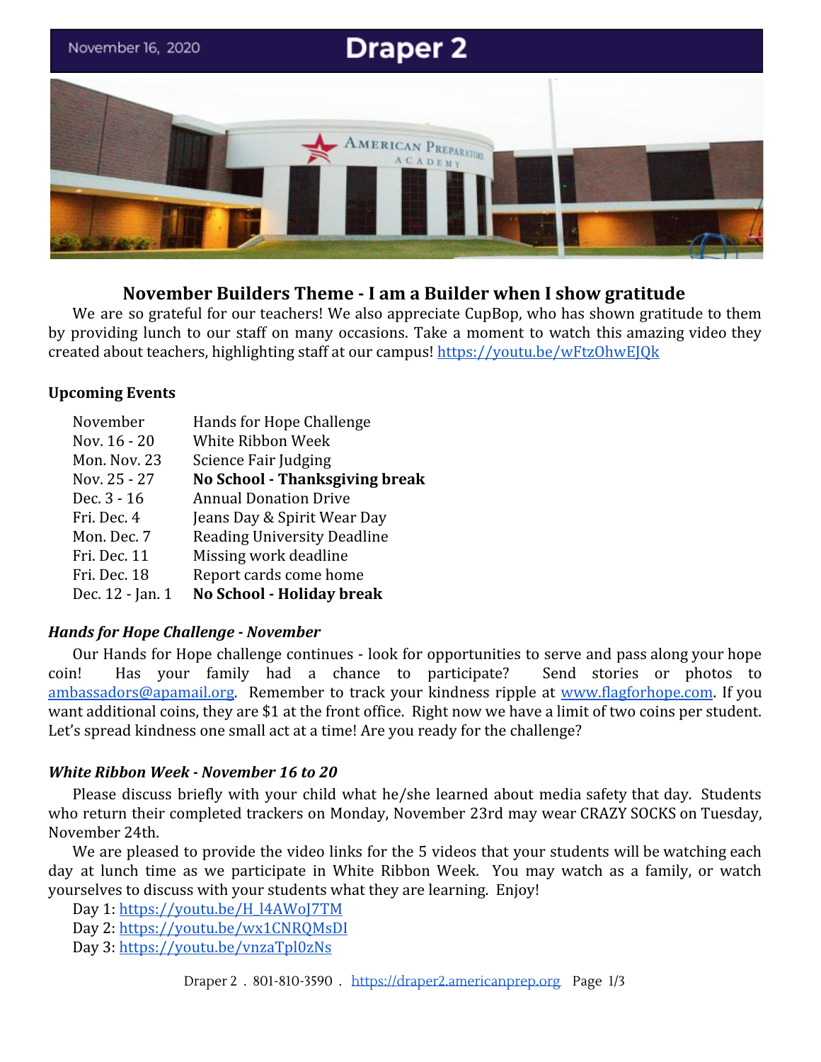November 16, 2020

# Draper 2

## November Builders Theme - I am a Builder when I show gratitude

We are so grateful for our teachers! We also appreciate CupBop, who has shown gratitude to them by providing lunch to our staff on many occasions. Take a moment to watch this amazing video they created about teachers, highlighting staff at our campus! https://youtu.be/wFtzOhwEJQk

### Upcoming Events

| | |
|---|---|
| November | Hands for Hope Challenge |
| Nov. 16 - 20 | White Ribbon Week |
| Mon. Nov. 23 | Science Fair Judging |
| Nov. 25 - 27 | **No School - Thanksgiving break** |
| Dec. 3 - 16 | Annual Donation Drive |
| Fri. Dec. 4 | Jeans Day & Spirit Wear Day |
| Mon. Dec. 7 | Reading University Deadline |
| Fri. Dec. 11 | Missing work deadline |
| Fri. Dec. 18 | Report cards come home |
| Dec. 12 - Jan. 1 | **No School - Holiday break** |

### *Hands for Hope Challenge - November*

Our Hands for Hope challenge continues - look for opportunities to serve and pass along your hope coin! Has your family had a chance to participate? Send stories or photos to ambassadors@apamail.org. Remember to track your kindness ripple at www.flagforhope.com. If you want additional coins, they are $1 at the front office. Right now we have a limit of two coins per student. Let's spread kindness one small act at a time! Are you ready for the challenge?

### *White Ribbon Week - November 16 to 20*

Please discuss briefly with your child what he/she learned about media safety that day. Students who return their completed trackers on Monday, November 23rd may wear CRAZY SOCKS on Tuesday, November 24th.

We are pleased to provide the video links for the 5 videos that your students will be watching each day at lunch time as we participate in White Ribbon Week. You may watch as a family, or watch yourselves to discuss with your students what they are learning. Enjoy!

Day 1: https://youtu.be/H_l4AWoJ7TM
Day 2: https://youtu.be/wx1CNRQMsDI
Day 3: https://youtu.be/vnzaTpl0zNs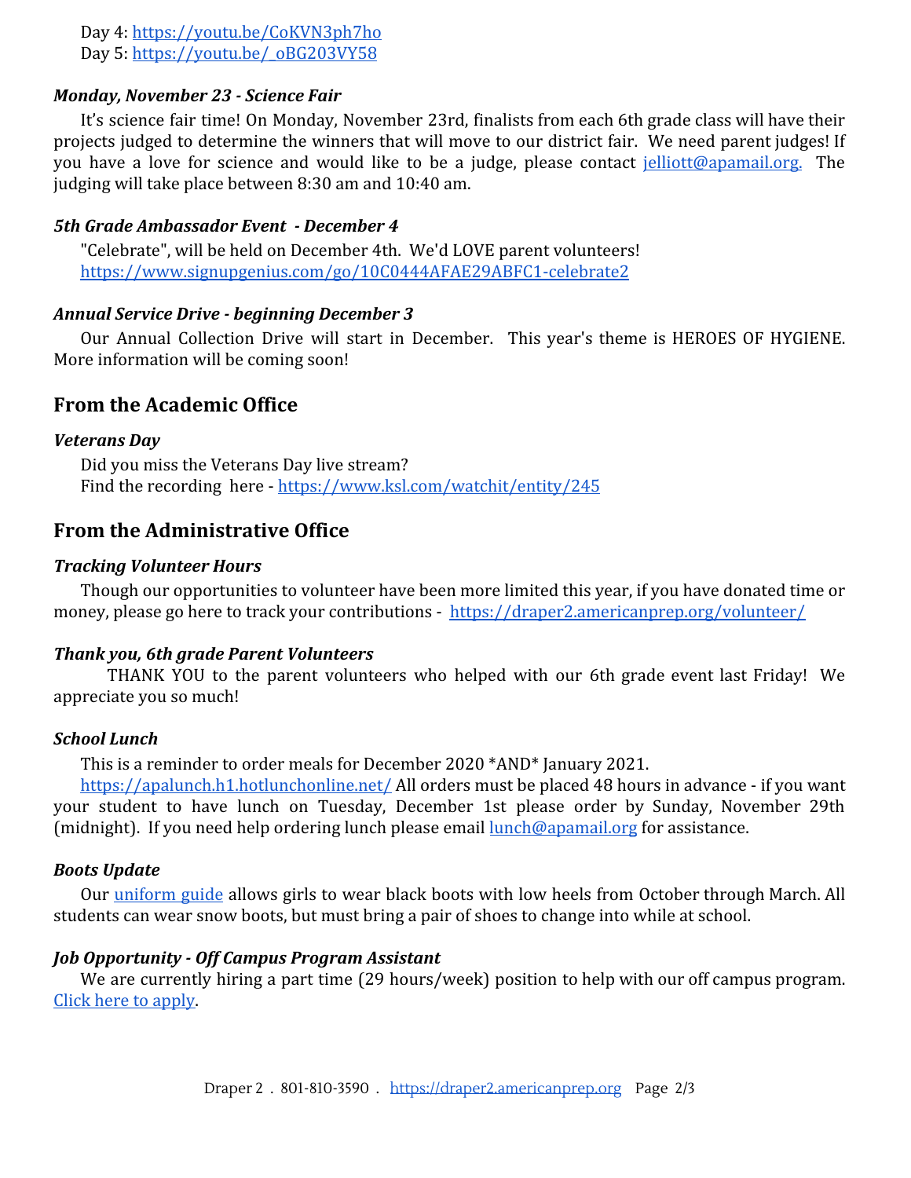Day 4: https://youtu.be/CoKVN3ph7ho
Day 5: https://youtu.be/_oBG203VY58

### *Monday, November 23 - Science Fair*

It's science fair time! On Monday, November 23rd, finalists from each 6th grade class will have their projects judged to determine the winners that will move to our district fair. We need parent judges! If you have a love for science and would like to be a judge, please contact jelliott@apamail.org. The judging will take place between 8:30 am and 10:40 am.

### *5th Grade Ambassador Event - December 4*

"Celebrate", will be held on December 4th. We'd LOVE parent volunteers!
https://www.signupgenius.com/go/10C0444AFAE29ABFC1-celebrate2

### *Annual Service Drive - beginning December 3*

Our Annual Collection Drive will start in December. This year's theme is HEROES OF HYGIENE. More information will be coming soon!

## From the Academic Office

### *Veterans Day*

Did you miss the Veterans Day live stream?
Find the recording here - https://www.ksl.com/watchit/entity/245

## From the Administrative Office

### *Tracking Volunteer Hours*

Though our opportunities to volunteer have been more limited this year, if you have donated time or money, please go here to track your contributions - https://draper2.americanprep.org/volunteer/

### *Thank you, 6th grade Parent Volunteers*

THANK YOU to the parent volunteers who helped with our 6th grade event last Friday! We appreciate you so much!

### *School Lunch*

This is a reminder to order meals for December 2020 *AND* January 2021.
https://apalunch.h1.hotlunchonline.net/ All orders must be placed 48 hours in advance - if you want your student to have lunch on Tuesday, December 1st please order by Sunday, November 29th (midnight). If you need help ordering lunch please email lunch@apamail.org for assistance.

### *Boots Update*

Our uniform guide allows girls to wear black boots with low heels from October through March. All students can wear snow boots, but must bring a pair of shoes to change into while at school.

### *Job Opportunity - Off Campus Program Assistant*

We are currently hiring a part time (29 hours/week) position to help with our off campus program. Click here to apply.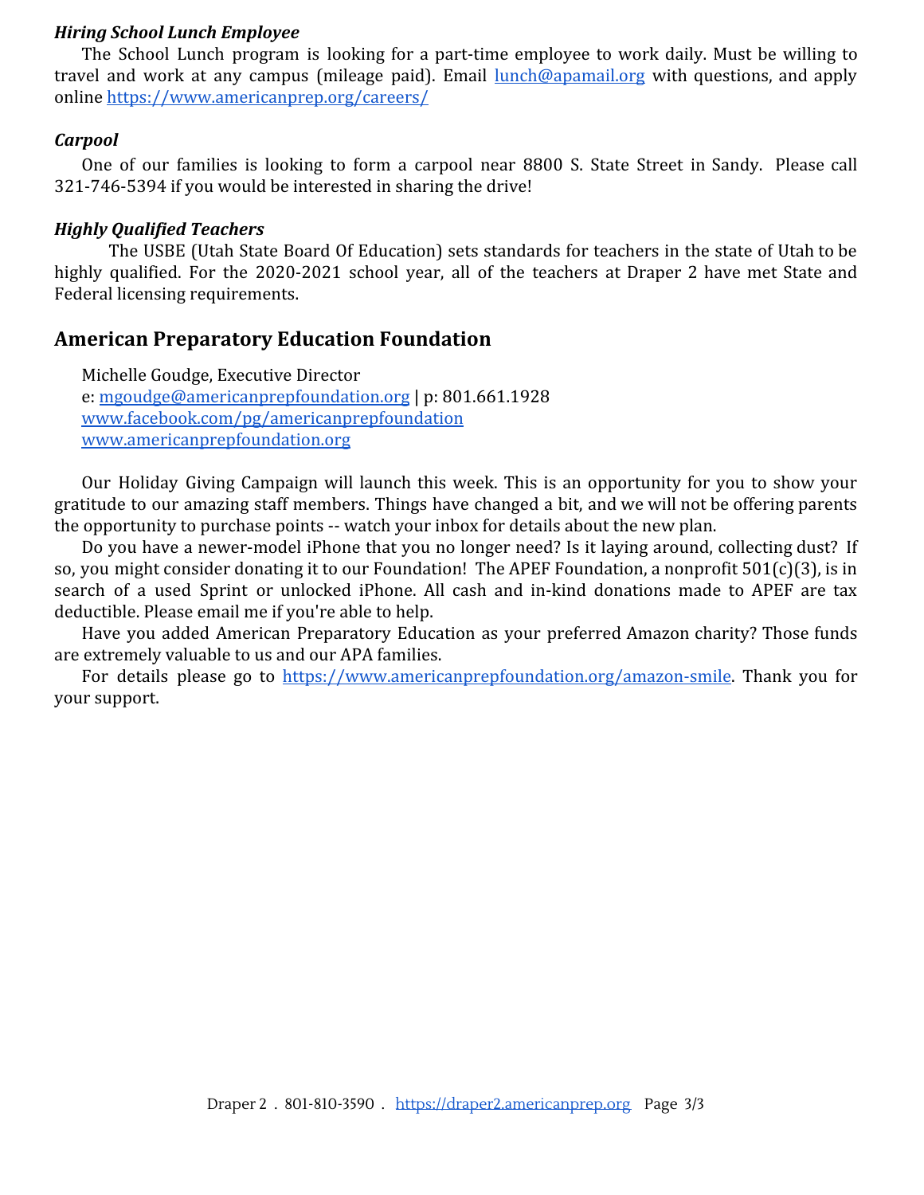***Hiring School Lunch Employee***

The School Lunch program is looking for a part-time employee to work daily. Must be willing to travel and work at any campus (mileage paid). Email lunch@apamail.org with questions, and apply online https://www.americanprep.org/careers/

***Carpool***

One of our families is looking to form a carpool near 8800 S. State Street in Sandy. Please call 321-746-5394 if you would be interested in sharing the drive!

***Highly Qualified Teachers***

The USBE (Utah State Board Of Education) sets standards for teachers in the state of Utah to be highly qualified. For the 2020-2021 school year, all of the teachers at Draper 2 have met State and Federal licensing requirements.

## American Preparatory Education Foundation

Michelle Goudge, Executive Director
e: mgoudge@americanprepfoundation.org | p: 801.661.1928
www.facebook.com/pg/americanprepfoundation
www.americanprepfoundation.org

Our Holiday Giving Campaign will launch this week. This is an opportunity for you to show your gratitude to our amazing staff members. Things have changed a bit, and we will not be offering parents the opportunity to purchase points -- watch your inbox for details about the new plan.

Do you have a newer-model iPhone that you no longer need? Is it laying around, collecting dust? If so, you might consider donating it to our Foundation! The APEF Foundation, a nonprofit 501(c)(3), is in search of a used Sprint or unlocked iPhone. All cash and in-kind donations made to APEF are tax deductible. Please email me if you're able to help.

Have you added American Preparatory Education as your preferred Amazon charity? Those funds are extremely valuable to us and our APA families.

For details please go to https://www.americanprepfoundation.org/amazon-smile. Thank you for your support.